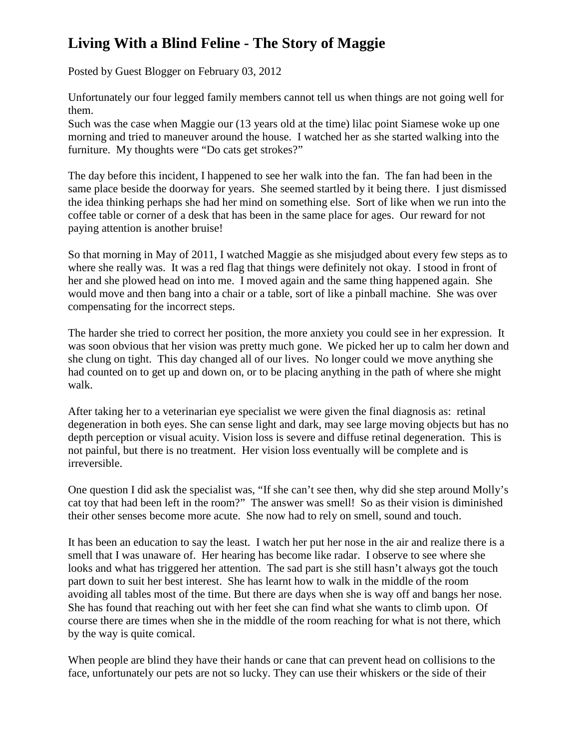# Living With a Blind Feline - The Story of Maggie

Posted by Guest Blogger on February 03, 2012

Unfortunately our four legged family members cannot tell us when things are not going well for them.
Such was the case when Maggie our (13 years old at the time) lilac point Siamese woke up one morning and tried to maneuver around the house. I watched her as she started walking into the furniture. My thoughts were "Do cats get strokes?"

The day before this incident, I happened to see her walk into the fan. The fan had been in the same place beside the doorway for years. She seemed startled by it being there. I just dismissed the idea thinking perhaps she had her mind on something else. Sort of like when we run into the coffee table or corner of a desk that has been in the same place for ages. Our reward for not paying attention is another bruise!

So that morning in May of 2011, I watched Maggie as she misjudged about every few steps as to where she really was. It was a red flag that things were definitely not okay. I stood in front of her and she plowed head on into me. I moved again and the same thing happened again. She would move and then bang into a chair or a table, sort of like a pinball machine. She was over compensating for the incorrect steps.

The harder she tried to correct her position, the more anxiety you could see in her expression. It was soon obvious that her vision was pretty much gone. We picked her up to calm her down and she clung on tight. This day changed all of our lives. No longer could we move anything she had counted on to get up and down on, or to be placing anything in the path of where she might walk.

After taking her to a veterinarian eye specialist we were given the final diagnosis as: retinal degeneration in both eyes. She can sense light and dark, may see large moving objects but has no depth perception or visual acuity. Vision loss is severe and diffuse retinal degeneration. This is not painful, but there is no treatment. Her vision loss eventually will be complete and is irreversible.

One question I did ask the specialist was, "If she can't see then, why did she step around Molly's cat toy that had been left in the room?" The answer was smell! So as their vision is diminished their other senses become more acute. She now had to rely on smell, sound and touch.

It has been an education to say the least. I watch her put her nose in the air and realize there is a smell that I was unaware of. Her hearing has become like radar. I observe to see where she looks and what has triggered her attention. The sad part is she still hasn't always got the touch part down to suit her best interest. She has learnt how to walk in the middle of the room avoiding all tables most of the time. But there are days when she is way off and bangs her nose. She has found that reaching out with her feet she can find what she wants to climb upon. Of course there are times when she in the middle of the room reaching for what is not there, which by the way is quite comical.

When people are blind they have their hands or cane that can prevent head on collisions to the face, unfortunately our pets are not so lucky. They can use their whiskers or the side of their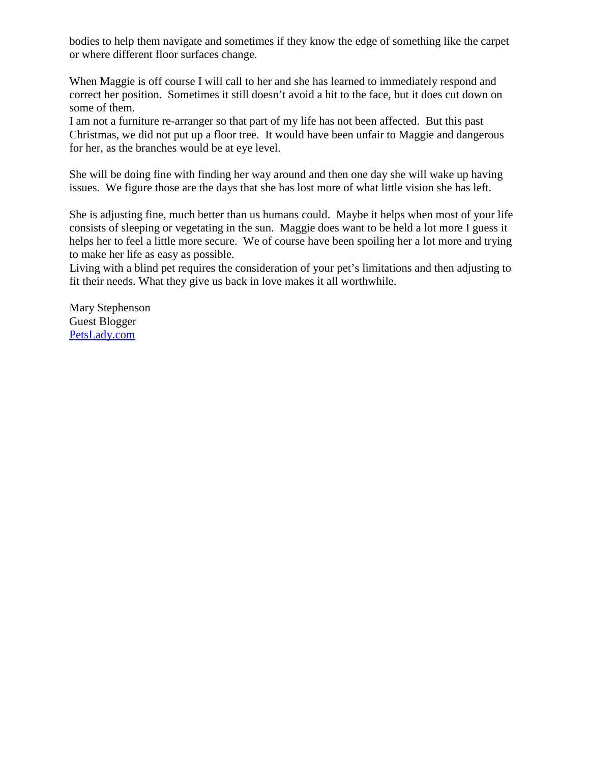bodies to help them navigate and sometimes if they know the edge of something like the carpet or where different floor surfaces change.

When Maggie is off course I will call to her and she has learned to immediately respond and correct her position. Sometimes it still doesn't avoid a hit to the face, but it does cut down on some of them.
I am not a furniture re-arranger so that part of my life has not been affected. But this past Christmas, we did not put up a floor tree. It would have been unfair to Maggie and dangerous for her, as the branches would be at eye level.

She will be doing fine with finding her way around and then one day she will wake up having issues. We figure those are the days that she has lost more of what little vision she has left.

She is adjusting fine, much better than us humans could. Maybe it helps when most of your life consists of sleeping or vegetating in the sun. Maggie does want to be held a lot more I guess it helps her to feel a little more secure. We of course have been spoiling her a lot more and trying to make her life as easy as possible.
Living with a blind pet requires the consideration of your pet's limitations and then adjusting to fit their needs. What they give us back in love makes it all worthwhile.

Mary Stephenson
Guest Blogger
[PetsLady.com](PetsLady.com)